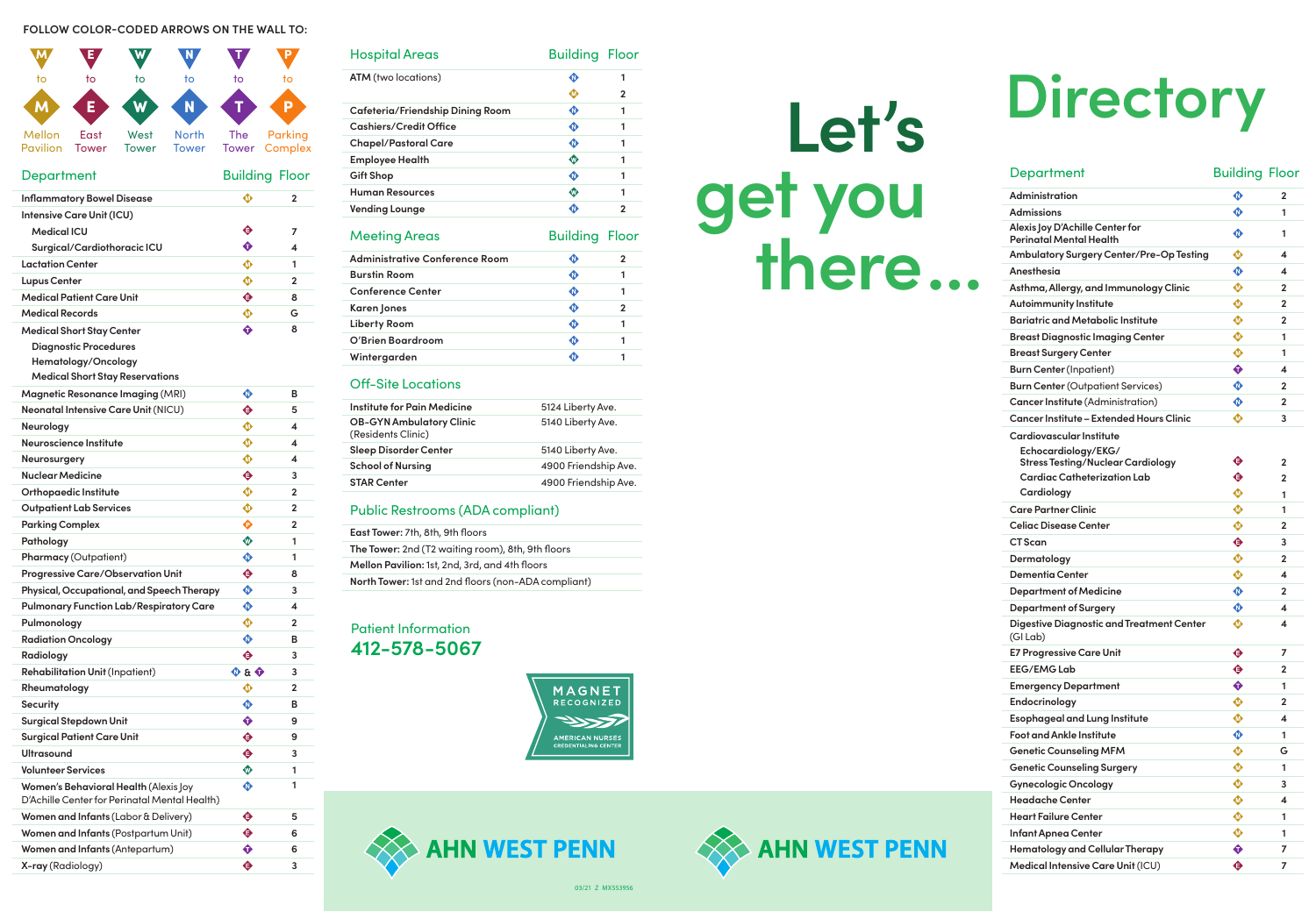# Directory

# Let's get you there...

**FOLLOW COLOR-CODED ARROWS ON THE WALL TO:**

- M to M — Mellon Pavilion
- E to E — East Tower
- W to W — West Tower
- N to N — North Tower
- T to T — The Tower
- P to P — Parking Complex

| Department | Building | Floor |
|---|---|---|
| Inflammatory Bowel Disease | M | 2 |
| Intensive Care Unit (ICU) | | |
| Medical ICU | E | 7 |
| Surgical/Cardiothoracic ICU | T | 4 |
| Lactation Center | M | 1 |
| Lupus Center | M | 2 |
| Medical Patient Care Unit | E | 8 |
| Medical Records | M | G |
| Medical Short Stay Center | T | 8 |
| Diagnostic Procedures | | |
| Hematology/Oncology | | |
| Medical Short Stay Reservations | | |
| Magnetic Resonance Imaging (MRI) | N | B |
| Neonatal Intensive Care Unit (NICU) | E | 5 |
| Neurology | M | 4 |
| Neuroscience Institute | M | 4 |
| Neurosurgery | M | 4 |
| Nuclear Medicine | E | 3 |
| Orthopaedic Institute | M | 2 |
| Outpatient Lab Services | M | 2 |
| Parking Complex | P | 2 |
| Pathology | W | 1 |
| Pharmacy (Outpatient) | N | 1 |
| Progressive Care/Observation Unit | E | 8 |
| Physical, Occupational, and Speech Therapy | N | 3 |
| Pulmonary Function Lab/Respiratory Care | N | 4 |
| Pulmonology | M | 2 |
| Radiation Oncology | N | B |
| Radiology | E | 3 |
| Rehabilitation Unit (Inpatient) | N & T | 3 |
| Rheumatology | M | 2 |
| Security | N | B |
| Surgical Stepdown Unit | T | 9 |
| Surgical Patient Care Unit | E | 9 |
| Ultrasound | E | 3 |
| Volunteer Services | W | 1 |
| Women's Behavioral Health (Alexis Joy D'Achille Center for Perinatal Mental Health) | N | 1 |
| Women and Infants (Labor & Delivery) | E | 5 |
| Women and Infants (Postpartum Unit) | E | 6 |
| Women and Infants (Antepartum) | T | 6 |
| X-ray (Radiology) | E | 3 |

## Hospital Areas

| Hospital Areas | Building | Floor |
|---|---|---|
| ATM (two locations) | N | 1 |
| | M | 2 |
| Cafeteria/Friendship Dining Room | N | 1 |
| Cashiers/Credit Office | N | 1 |
| Chapel/Pastoral Care | N | 1 |
| Employee Health | W | 1 |
| Gift Shop | N | 1 |
| Human Resources | W | 1 |
| Vending Lounge | N | 2 |

## Meeting Areas

| Meeting Areas | Building | Floor |
|---|---|---|
| Administrative Conference Room | N | 2 |
| Burstin Room | N | 1 |
| Conference Center | N | 1 |
| Karen Jones | N | 2 |
| Liberty Room | N | 1 |
| O'Brien Boardroom | N | 1 |
| Wintergarden | N | 1 |

## Off-Site Locations

| Location | Address |
|---|---|
| Institute for Pain Medicine | 5124 Liberty Ave. |
| OB-GYN Ambulatory Clinic (Residents Clinic) | 5140 Liberty Ave. |
| Sleep Disorder Center | 5140 Liberty Ave. |
| School of Nursing | 4900 Friendship Ave. |
| STAR Center | 4900 Friendship Ave. |

## Public Restrooms (ADA compliant)

- **East Tower:** 7th, 8th, 9th floors
- **The Tower:** 2nd (T2 waiting room), 8th, 9th floors
- **Mellon Pavilion:** 1st, 2nd, 3rd, and 4th floors
- **North Tower:** 1st and 2nd floors (non-ADA compliant)

## Patient Information

**412-578-5067**

MAGNET RECOGNIZED — AMERICAN NURSES CREDENTIALING CENTER

AHN WEST PENN

AHN WEST PENN

03/21 Z MX553956

| Department | Building | Floor |
|---|---|---|
| Administration | N | 2 |
| Admissions | N | 1 |
| Alexis Joy D'Achille Center for Perinatal Mental Health | N | 1 |
| Ambulatory Surgery Center/Pre-Op Testing | M | 4 |
| Anesthesia | N | 4 |
| Asthma, Allergy, and Immunology Clinic | M | 2 |
| Autoimmunity Institute | M | 2 |
| Bariatric and Metabolic Institute | M | 2 |
| Breast Diagnostic Imaging Center | M | 1 |
| Breast Surgery Center | M | 1 |
| Burn Center (Inpatient) | T | 4 |
| Burn Center (Outpatient Services) | N | 2 |
| Cancer Institute (Administration) | N | 2 |
| Cancer Institute – Extended Hours Clinic | M | 3 |
| Cardiovascular Institute | | |
| Echocardiology/EKG/ Stress Testing/Nuclear Cardiology | E | 2 |
| Cardiac Catheterization Lab | E | 2 |
| Cardiology | M | 1 |
| Care Partner Clinic | M | 1 |
| Celiac Disease Center | M | 2 |
| CT Scan | E | 3 |
| Dermatology | M | 2 |
| Dementia Center | M | 4 |
| Department of Medicine | N | 2 |
| Department of Surgery | N | 4 |
| Digestive Diagnostic and Treatment Center (GI Lab) | M | 4 |
| E7 Progressive Care Unit | E | 7 |
| EEG/EMG Lab | E | 2 |
| Emergency Department | T | 1 |
| Endocrinology | M | 2 |
| Esophageal and Lung Institute | M | 4 |
| Foot and Ankle Institute | N | 1 |
| Genetic Counseling MFM | M | G |
| Genetic Counseling Surgery | M | 1 |
| Gynecologic Oncology | M | 3 |
| Headache Center | M | 4 |
| Heart Failure Center | M | 1 |
| Infant Apnea Center | M | 1 |
| Hematology and Cellular Therapy | T | 7 |
| Medical Intensive Care Unit (ICU) | E | 7 |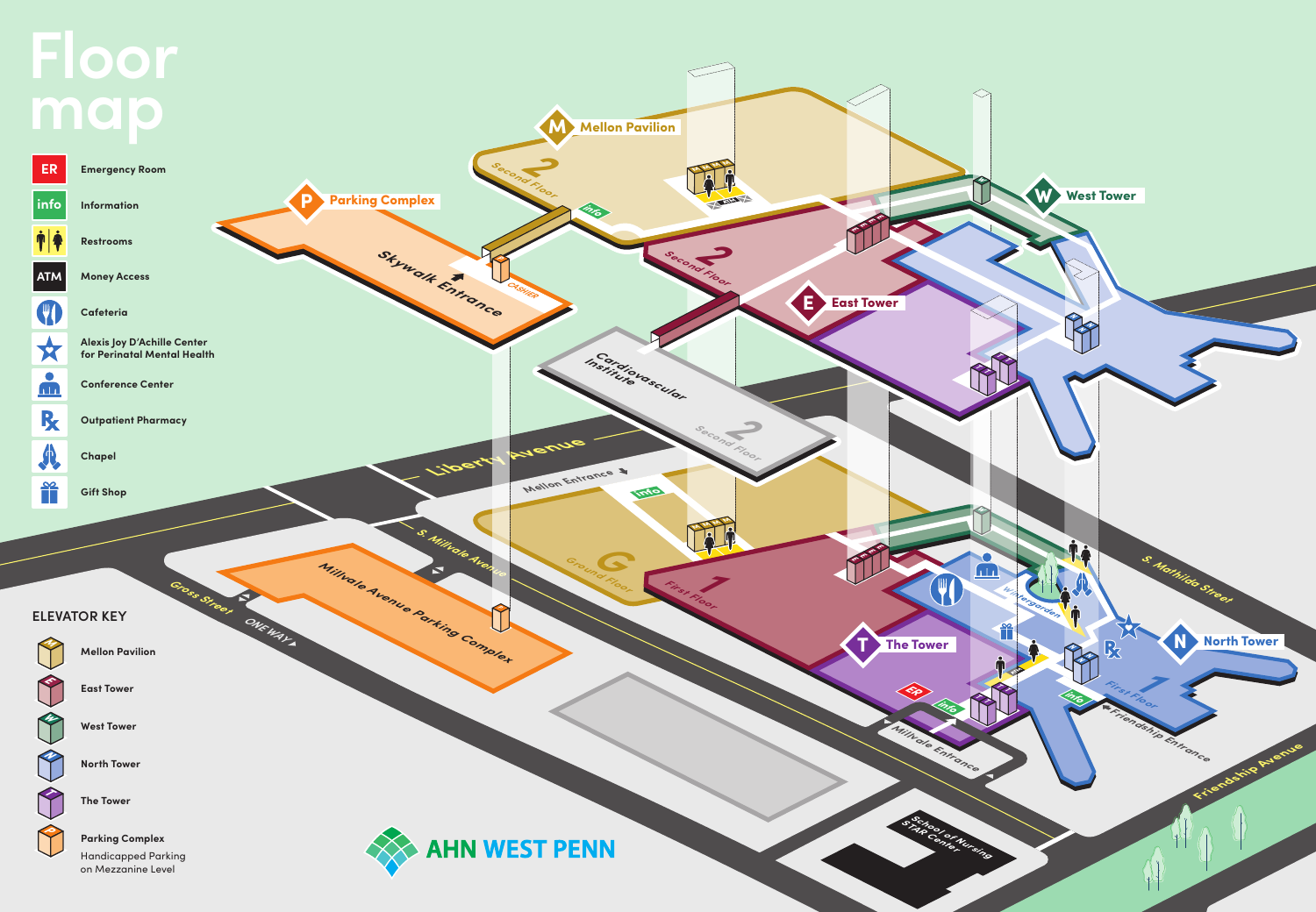# Floor map

- ER — Emergency Room
- info — Information
- Restrooms
- ATM — Money Access
- Cafeteria
- Alexis Joy D'Achille Center for Perinatal Mental Health
- Conference Center
- Outpatient Pharmacy
- Chapel
- Gift Shop

## ELEVATOR KEY

- Mellon Pavilion
- East Tower
- West Tower
- North Tower
- The Tower
- Parking Complex
  Handicapped Parking on Mezzanine Level

M Mellon Pavilion

P Parking Complex

W West Tower

E East Tower

T The Tower

N North Tower

Skywalk Entrance

CASHIER

Second Floor

Cardiovascular Institute

Liberty Avenue

Mellon Entrance

S. Millvale Avenue

Ground Floor

First Floor

Millvale Avenue Parking Complex

Gross Street

ONE WAY

Wintergarden

S. Mathilda Street

Friendship Entrance

Friendship Avenue

Millvale Entrance

School of Nursing STAR Center

AHN WEST PENN